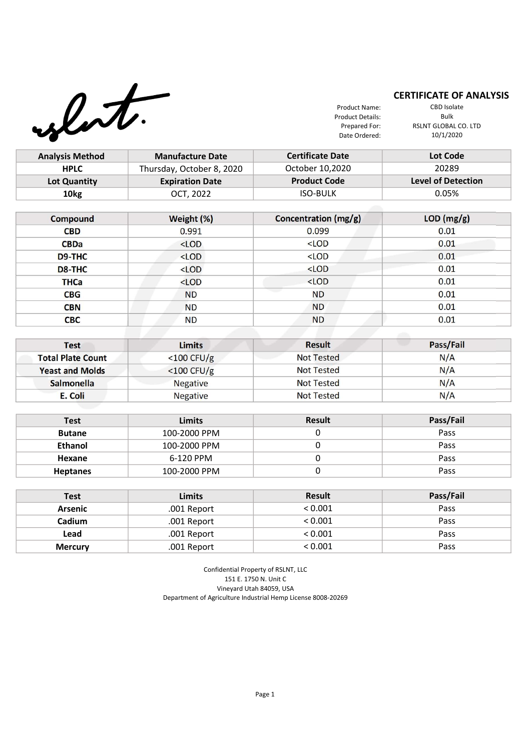## CERTIFICATE OF ANALYSIS

| | |
|---|---|
| Product Name: | CBD Isolate |
| Product Details: | Bulk |
| Prepared For: | RSLNT GLOBAL CO. LTD |
| Date Ordered: | 10/1/2020 |

| Analysis Method | Manufacture Date | Certificate Date | Lot Code |
|---|---|---|---|
| HPLC | Thursday, October 8, 2020 | October 10,2020 | 20289 |
| **Lot Quantity** | **Expiration Date** | **Product Code** | **Level of Detection** |
| 10kg | OCT, 2022 | ISO-BULK | 0.05% |

| Compound | Weight (%) | Concentration (mg/g) | LOD (mg/g) |
|---|---|---|---|
| CBD | 0.991 | 0.099 | 0.01 |
| CBDa | <LOD | <LOD | 0.01 |
| D9-THC | <LOD | <LOD | 0.01 |
| D8-THC | <LOD | <LOD | 0.01 |
| THCa | <LOD | <LOD | 0.01 |
| CBG | ND | ND | 0.01 |
| CBN | ND | ND | 0.01 |
| CBC | ND | ND | 0.01 |

| Test | Limits | Result | Pass/Fail |
|---|---|---|---|
| Total Plate Count | <100 CFU/g | Not Tested | N/A |
| Yeast and Molds | <100 CFU/g | Not Tested | N/A |
| Salmonella | Negative | Not Tested | N/A |
| E. Coli | Negative | Not Tested | N/A |

| Test | Limits | Result | Pass/Fail |
|---|---|---|---|
| Butane | 100-2000 PPM | 0 | Pass |
| Ethanol | 100-2000 PPM | 0 | Pass |
| Hexane | 6-120 PPM | 0 | Pass |
| Heptanes | 100-2000 PPM | 0 | Pass |

| Test | Limits | Result | Pass/Fail |
|---|---|---|---|
| Arsenic | .001 Report | < 0.001 | Pass |
| Cadium | .001 Report | < 0.001 | Pass |
| Lead | .001 Report | < 0.001 | Pass |
| Mercury | .001 Report | < 0.001 | Pass |

Confidential Property of RSLNT, LLC
151 E. 1750 N. Unit C
Vineyard Utah 84059, USA
Department of Agriculture Industrial Hemp License 8008-20269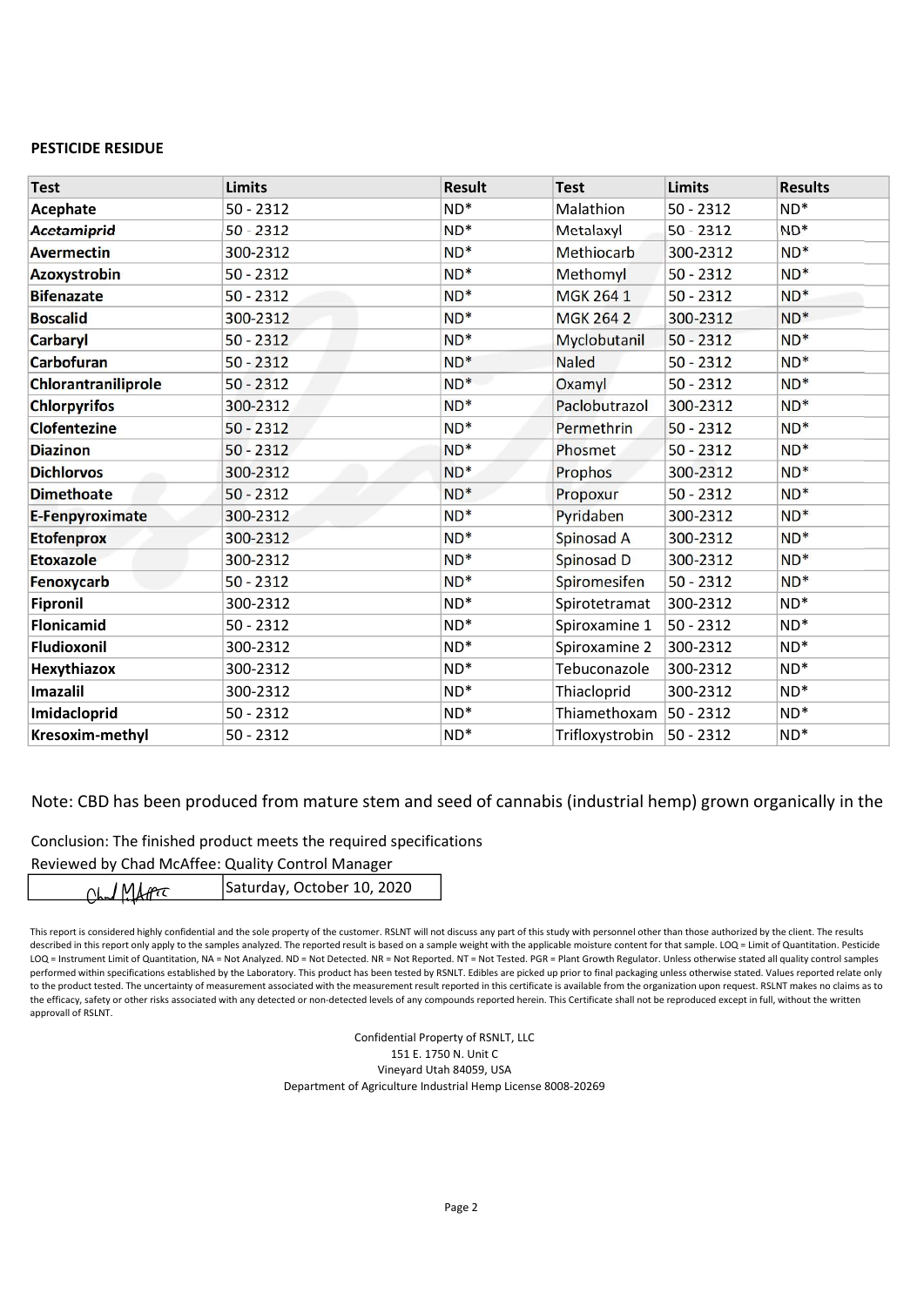**PESTICIDE RESIDUE**

| Test | Limits | Result | Test | Limits | Results |
|---|---|---|---|---|---|
| **Acephate** | 50 - 2312 | ND* | Malathion | 50 - 2312 | ND* |
| ***Acetamiprid*** | 50 - 2312 | ND* | Metalaxyl | 50 - 2312 | ND* |
| **Avermectin** | 300-2312 | ND* | Methiocarb | 300-2312 | ND* |
| **Azoxystrobin** | 50 - 2312 | ND* | Methomyl | 50 - 2312 | ND* |
| **Bifenazate** | 50 - 2312 | ND* | MGK 264 1 | 50 - 2312 | ND* |
| **Boscalid** | 300-2312 | ND* | MGK 264 2 | 300-2312 | ND* |
| **Carbaryl** | 50 - 2312 | ND* | Myclobutanil | 50 - 2312 | ND* |
| **Carbofuran** | 50 - 2312 | ND* | Naled | 50 - 2312 | ND* |
| **Chlorantraniliprole** | 50 - 2312 | ND* | Oxamyl | 50 - 2312 | ND* |
| **Chlorpyrifos** | 300-2312 | ND* | Paclobutrazol | 300-2312 | ND* |
| **Clofentezine** | 50 - 2312 | ND* | Permethrin | 50 - 2312 | ND* |
| **Diazinon** | 50 - 2312 | ND* | Phosmet | 50 - 2312 | ND* |
| **Dichlorvos** | 300-2312 | ND* | Prophos | 300-2312 | ND* |
| **Dimethoate** | 50 - 2312 | ND* | Propoxur | 50 - 2312 | ND* |
| **E-Fenpyroximate** | 300-2312 | ND* | Pyridaben | 300-2312 | ND* |
| **Etofenprox** | 300-2312 | ND* | Spinosad A | 300-2312 | ND* |
| **Etoxazole** | 300-2312 | ND* | Spinosad D | 300-2312 | ND* |
| **Fenoxycarb** | 50 - 2312 | ND* | Spiromesifen | 50 - 2312 | ND* |
| **Fipronil** | 300-2312 | ND* | Spirotetramat | 300-2312 | ND* |
| **Flonicamid** | 50 - 2312 | ND* | Spiroxamine 1 | 50 - 2312 | ND* |
| **Fludioxonil** | 300-2312 | ND* | Spiroxamine 2 | 300-2312 | ND* |
| **Hexythiazox** | 300-2312 | ND* | Tebuconazole | 300-2312 | ND* |
| **Imazalil** | 300-2312 | ND* | Thiacloprid | 300-2312 | ND* |
| **Imidacloprid** | 50 - 2312 | ND* | Thiamethoxam | 50 - 2312 | ND* |
| **Kresoxim-methyl** | 50 - 2312 | ND* | Trifloxystrobin | 50 - 2312 | ND* |

Note: CBD has been produced from mature stem and seed of cannabis (industrial hemp) grown organically in the

Conclusion: The finished product meets the required specifications

Reviewed by Chad McAffee: Quality Control Manager

| | |
|---|---|
| Chad McAffee | Saturday, October 10, 2020 |

This report is considered highly confidential and the sole property of the customer. RSLNT will not discuss any part of this study with personnel other than those authorized by the client. The results described in this report only apply to the samples analyzed. The reported result is based on a sample weight with the applicable moisture content for that sample. LOQ = Limit of Quantitation. Pesticide LOQ = Instrument Limit of Quantitation, NA = Not Analyzed. ND = Not Detected. NR = Not Reported. NT = Not Tested. PGR = Plant Growth Regulator. Unless otherwise stated all quality control samples performed within specifications established by the Laboratory. This product has been tested by RSNLT. Edibles are picked up prior to final packaging unless otherwise stated. Values reported relate only to the product tested. The uncertainty of measurement associated with the measurement result reported in this certificate is available from the organization upon request. RSNLT makes no claims as to the efficacy, safety or other risks associated with any detected or non-detected levels of any compounds reported herein. This Certificate shall not be reproduced except in full, without the written approvall of RSLNT.

Confidential Property of RSNLT, LLC
151 E. 1750 N. Unit C
Vineyard Utah 84059, USA
Department of Agriculture Industrial Hemp License 8008-20269